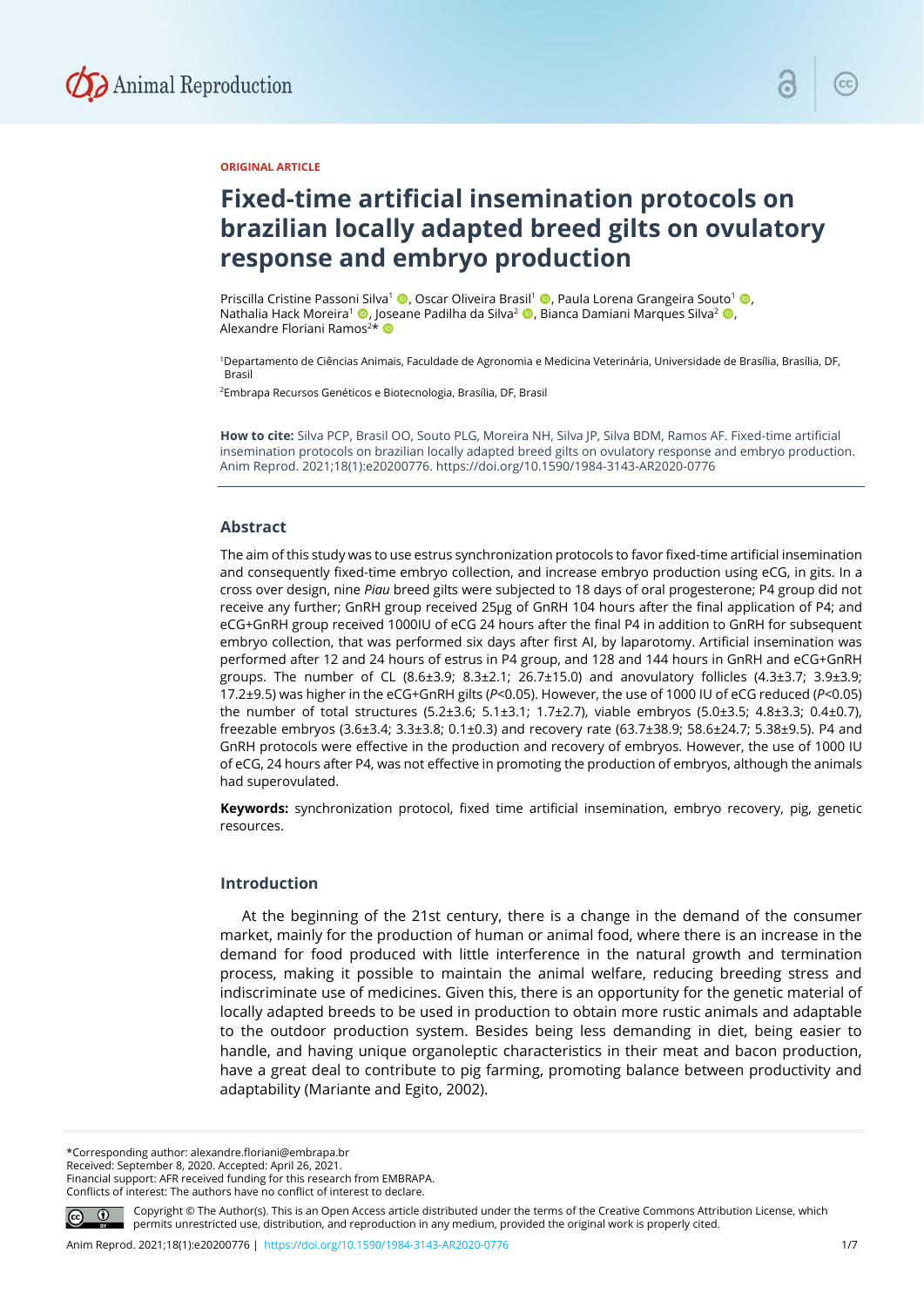ORIGINAL ARTICLE

# Fixed-time artificial insemination protocols on brazilian locally adapted breed gilts on ovulatory response and embryo production

Priscilla Cristine Passoni Silva[1], Oscar Oliveira Brasil[1], Paula Lorena Grangeira Souto[1], Nathalia Hack Moreira[1], Joseane Padilha da Silva[2], Bianca Damiani Marques Silva[2], Alexandre Floriani Ramos[2]*

[1]Departamento de Ciências Animais, Faculdade de Agronomia e Medicina Veterinária, Universidade de Brasília, Brasília, DF, Brasil

[2]Embrapa Recursos Genéticos e Biotecnologia, Brasília, DF, Brasil

**How to cite:** Silva PCP, Brasil OO, Souto PLG, Moreira NH, Silva JP, Silva BDM, Ramos AF. Fixed-time artificial insemination protocols on brazilian locally adapted breed gilts on ovulatory response and embryo production. Anim Reprod. 2021;18(1):e20200776. https://doi.org/10.1590/1984-3143-AR2020-0776

## Abstract

The aim of this study was to use estrus synchronization protocols to favor fixed-time artificial insemination and consequently fixed-time embryo collection, and increase embryo production using eCG, in gits. In a cross over design, nine *Piau* breed gilts were subjected to 18 days of oral progesterone; P4 group did not receive any further; GnRH group received 25µg of GnRH 104 hours after the final application of P4; and eCG+GnRH group received 1000IU of eCG 24 hours after the final P4 in addition to GnRH for subsequent embryo collection, that was performed six days after first AI, by laparotomy. Artificial insemination was performed after 12 and 24 hours of estrus in P4 group, and 128 and 144 hours in GnRH and eCG+GnRH groups. The number of CL (8.6±3.9; 8.3±2.1; 26.7±15.0) and anovulatory follicles (4.3±3.7; 3.9±3.9; 17.2±9.5) was higher in the eCG+GnRH gilts ($P<0.05$). However, the use of 1000 IU of eCG reduced ($P<0.05$) the number of total structures (5.2±3.6; 5.1±3.1; 1.7±2.7), viable embryos (5.0±3.5; 4.8±3.3; 0.4±0.7), freezable embryos (3.6±3.4; 3.3±3.8; 0.1±0.3) and recovery rate (63.7±38.9; 58.6±24.7; 5.38±9.5). P4 and GnRH protocols were effective in the production and recovery of embryos. However, the use of 1000 IU of eCG, 24 hours after P4, was not effective in promoting the production of embryos, although the animals had superovulated.

**Keywords:** synchronization protocol, fixed time artificial insemination, embryo recovery, pig, genetic resources.

## Introduction

At the beginning of the 21st century, there is a change in the demand of the consumer market, mainly for the production of human or animal food, where there is an increase in the demand for food produced with little interference in the natural growth and termination process, making it possible to maintain the animal welfare, reducing breeding stress and indiscriminate use of medicines. Given this, there is an opportunity for the genetic material of locally adapted breeds to be used in production to obtain more rustic animals and adaptable to the outdoor production system. Besides being less demanding in diet, being easier to handle, and having unique organoleptic characteristics in their meat and bacon production, have a great deal to contribute to pig farming, promoting balance between productivity and adaptability (Mariante and Egito, 2002).

*Corresponding author: alexandre.floriani@embrapa.br
Received: September 8, 2020. Accepted: April 26, 2021.
Financial support: AFR received funding for this research from EMBRAPA.
Conflicts of interest: The authors have no conflict of interest to declare.

Copyright © The Author(s). This is an Open Access article distributed under the terms of the Creative Commons Attribution License, which permits unrestricted use, distribution, and reproduction in any medium, provided the original work is properly cited.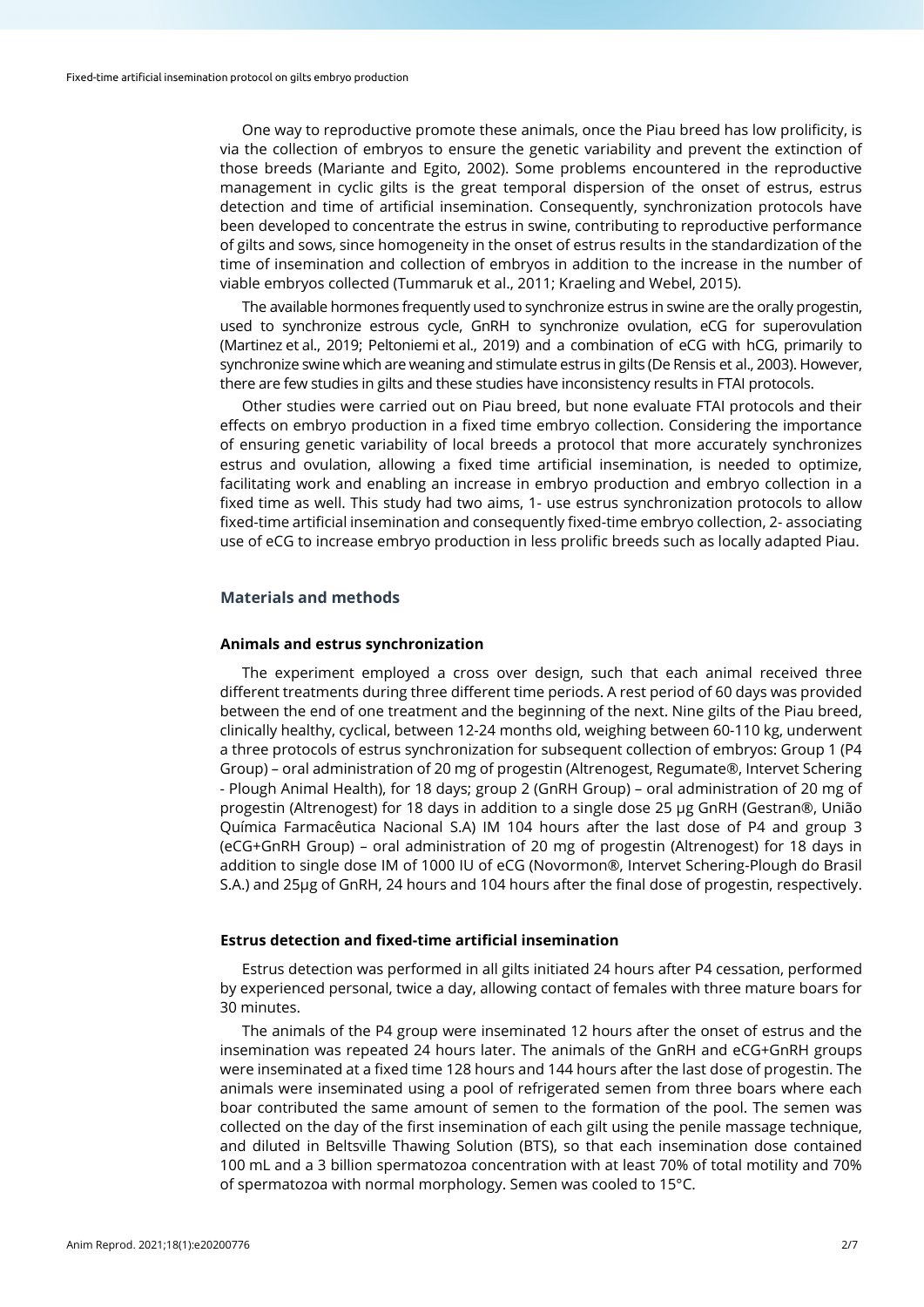One way to reproductive promote these animals, once the Piau breed has low prolificity, is via the collection of embryos to ensure the genetic variability and prevent the extinction of those breeds (Mariante and Egito, 2002). Some problems encountered in the reproductive management in cyclic gilts is the great temporal dispersion of the onset of estrus, estrus detection and time of artificial insemination. Consequently, synchronization protocols have been developed to concentrate the estrus in swine, contributing to reproductive performance of gilts and sows, since homogeneity in the onset of estrus results in the standardization of the time of insemination and collection of embryos in addition to the increase in the number of viable embryos collected (Tummaruk et al., 2011; Kraeling and Webel, 2015).

The available hormones frequently used to synchronize estrus in swine are the orally progestin, used to synchronize estrous cycle, GnRH to synchronize ovulation, eCG for superovulation (Martinez et al., 2019; Peltoniemi et al., 2019) and a combination of eCG with hCG, primarily to synchronize swine which are weaning and stimulate estrus in gilts (De Rensis et al., 2003). However, there are few studies in gilts and these studies have inconsistency results in FTAI protocols.

Other studies were carried out on Piau breed, but none evaluate FTAI protocols and their effects on embryo production in a fixed time embryo collection. Considering the importance of ensuring genetic variability of local breeds a protocol that more accurately synchronizes estrus and ovulation, allowing a fixed time artificial insemination, is needed to optimize, facilitating work and enabling an increase in embryo production and embryo collection in a fixed time as well. This study had two aims, 1- use estrus synchronization protocols to allow fixed-time artificial insemination and consequently fixed-time embryo collection, 2- associating use of eCG to increase embryo production in less prolific breeds such as locally adapted Piau.

## Materials and methods

### Animals and estrus synchronization

The experiment employed a cross over design, such that each animal received three different treatments during three different time periods. A rest period of 60 days was provided between the end of one treatment and the beginning of the next. Nine gilts of the Piau breed, clinically healthy, cyclical, between 12-24 months old, weighing between 60-110 kg, underwent a three protocols of estrus synchronization for subsequent collection of embryos: Group 1 (P4 Group) – oral administration of 20 mg of progestin (Altrenogest, Regumate®, Intervet Schering - Plough Animal Health), for 18 days; group 2 (GnRH Group) – oral administration of 20 mg of progestin (Altrenogest) for 18 days in addition to a single dose 25 µg GnRH (Gestran®, União Química Farmacêutica Nacional S.A) IM 104 hours after the last dose of P4 and group 3 (eCG+GnRH Group) – oral administration of 20 mg of progestin (Altrenogest) for 18 days in addition to single dose IM of 1000 IU of eCG (Novormon®, Intervet Schering-Plough do Brasil S.A.) and 25µg of GnRH, 24 hours and 104 hours after the final dose of progestin, respectively.

### Estrus detection and fixed-time artificial insemination

Estrus detection was performed in all gilts initiated 24 hours after P4 cessation, performed by experienced personal, twice a day, allowing contact of females with three mature boars for 30 minutes.

The animals of the P4 group were inseminated 12 hours after the onset of estrus and the insemination was repeated 24 hours later. The animals of the GnRH and eCG+GnRH groups were inseminated at a fixed time 128 hours and 144 hours after the last dose of progestin. The animals were inseminated using a pool of refrigerated semen from three boars where each boar contributed the same amount of semen to the formation of the pool. The semen was collected on the day of the first insemination of each gilt using the penile massage technique, and diluted in Beltsville Thawing Solution (BTS), so that each insemination dose contained 100 mL and a 3 billion spermatozoa concentration with at least 70% of total motility and 70% of spermatozoa with normal morphology. Semen was cooled to 15°C.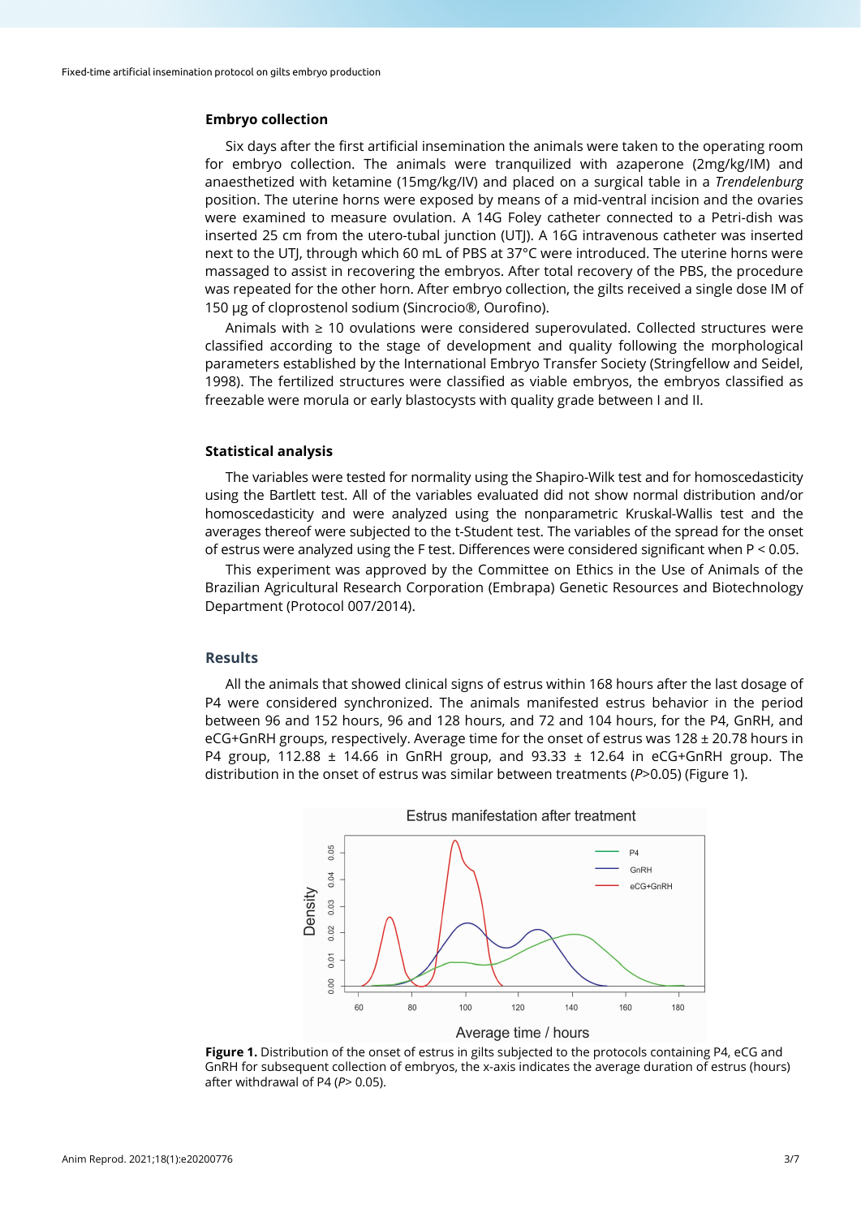### Embryo collection

Six days after the first artificial insemination the animals were taken to the operating room for embryo collection. The animals were tranquilized with azaperone (2mg/kg/IM) and anaesthetized with ketamine (15mg/kg/IV) and placed on a surgical table in a *Trendelenburg* position. The uterine horns were exposed by means of a mid-ventral incision and the ovaries were examined to measure ovulation. A 14G Foley catheter connected to a Petri-dish was inserted 25 cm from the utero-tubal junction (UTJ). A 16G intravenous catheter was inserted next to the UTJ, through which 60 mL of PBS at 37°C were introduced. The uterine horns were massaged to assist in recovering the embryos. After total recovery of the PBS, the procedure was repeated for the other horn. After embryo collection, the gilts received a single dose IM of 150 µg of cloprostenol sodium (Sincrocio®, Ourofino).

Animals with ≥ 10 ovulations were considered superovulated. Collected structures were classified according to the stage of development and quality following the morphological parameters established by the International Embryo Transfer Society (Stringfellow and Seidel, 1998). The fertilized structures were classified as viable embryos, the embryos classified as freezable were morula or early blastocysts with quality grade between I and II.

### Statistical analysis

The variables were tested for normality using the Shapiro-Wilk test and for homoscedasticity using the Bartlett test. All of the variables evaluated did not show normal distribution and/or homoscedasticity and were analyzed using the nonparametric Kruskal-Wallis test and the averages thereof were subjected to the t-Student test. The variables of the spread for the onset of estrus were analyzed using the F test. Differences were considered significant when $P < 0.05$.

This experiment was approved by the Committee on Ethics in the Use of Animals of the Brazilian Agricultural Research Corporation (Embrapa) Genetic Resources and Biotechnology Department (Protocol 007/2014).

## Results

All the animals that showed clinical signs of estrus within 168 hours after the last dosage of P4 were considered synchronized. The animals manifested estrus behavior in the period between 96 and 152 hours, 96 and 128 hours, and 72 and 104 hours, for the P4, GnRH, and eCG+GnRH groups, respectively. Average time for the onset of estrus was 128 ± 20.78 hours in P4 group, 112.88 ± 14.66 in GnRH group, and 93.33 ± 12.64 in eCG+GnRH group. The distribution in the onset of estrus was similar between treatments (*P*>0.05) (Figure 1).

**Figure 1.** Distribution of the onset of estrus in gilts subjected to the protocols containing P4, eCG and GnRH for subsequent collection of embryos, the x-axis indicates the average duration of estrus (hours) after withdrawal of P4 (*P*> 0.05).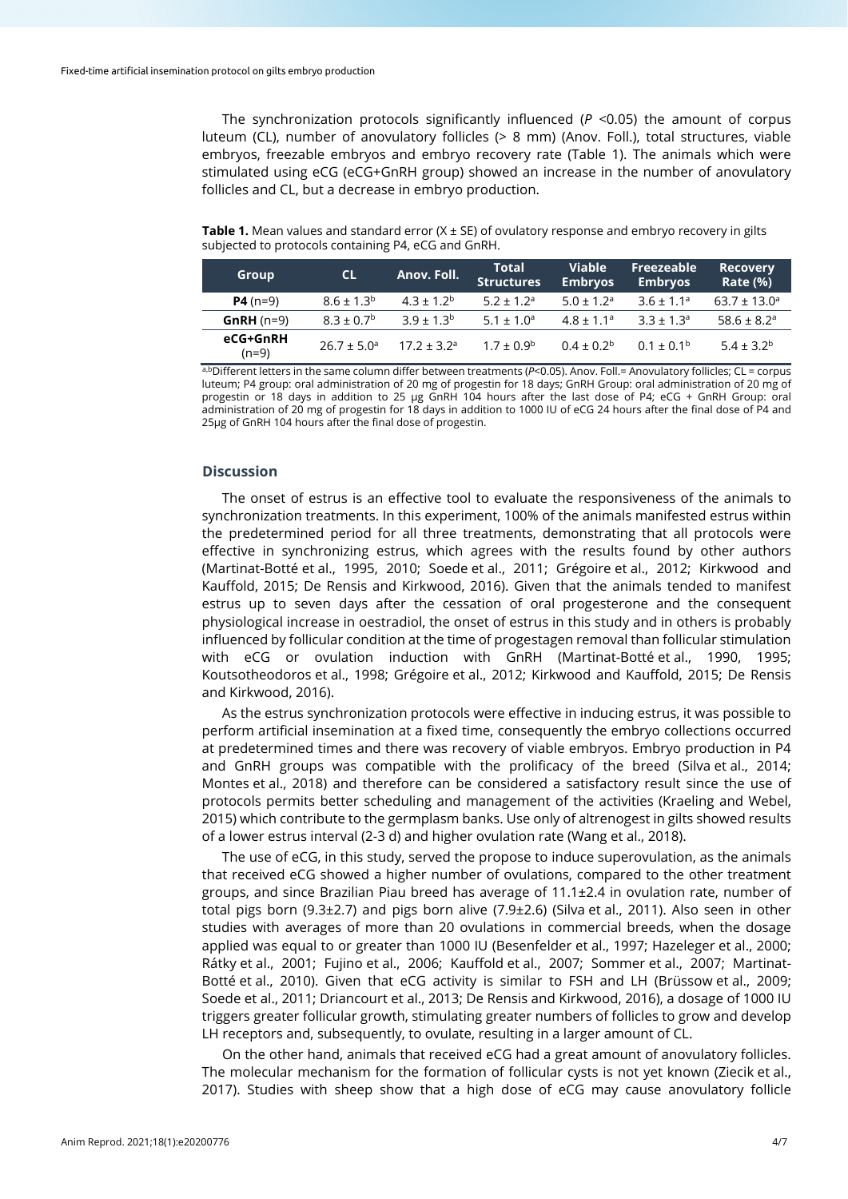The synchronization protocols significantly influenced ($P$ <0.05) the amount of corpus luteum (CL), number of anovulatory follicles (> 8 mm) (Anov. Foll.), total structures, viable embryos, freezable embryos and embryo recovery rate (Table 1). The animals which were stimulated using eCG (eCG+GnRH group) showed an increase in the number of anovulatory follicles and CL, but a decrease in embryo production.

**Table 1.** Mean values and standard error (X ± SE) of ovulatory response and embryo recovery in gilts subjected to protocols containing P4, eCG and GnRH.

| Group | CL | Anov. Foll. | Total Structures | Viable Embryos | Freezeable Embryos | Recovery Rate (%) |
|---|---|---|---|---|---|---|
| **P4** (n=9) | $8.6 \pm 1.3^{b}$ | $4.3 \pm 1.2^{b}$ | $5.2 \pm 1.2^{a}$ | $5.0 \pm 1.2^{a}$ | $3.6 \pm 1.1^{a}$ | $63.7 \pm 13.0^{a}$ |
| **GnRH** (n=9) | $8.3 \pm 0.7^{b}$ | $3.9 \pm 1.3^{b}$ | $5.1 \pm 1.0^{a}$ | $4.8 \pm 1.1^{a}$ | $3.3 \pm 1.3^{a}$ | $58.6 \pm 8.2^{a}$ |
| **eCG+GnRH** (n=9) | $26.7 \pm 5.0^{a}$ | $17.2 \pm 3.2^{a}$ | $1.7 \pm 0.9^{b}$ | $0.4 \pm 0.2^{b}$ | $0.1 \pm 0.1^{b}$ | $5.4 \pm 3.2^{b}$ |

[a,b]Different letters in the same column differ between treatments ($P$<0.05). Anov. Foll.= Anovulatory follicles; CL = corpus luteum; P4 group: oral administration of 20 mg of progestin for 18 days; GnRH Group: oral administration of 20 mg of progestin or 18 days in addition to 25 µg GnRH 104 hours after the last dose of P4; eCG + GnRH Group: oral administration of 20 mg of progestin for 18 days in addition to 1000 IU of eCG 24 hours after the final dose of P4 and 25µg of GnRH 104 hours after the final dose of progestin.

## Discussion

The onset of estrus is an effective tool to evaluate the responsiveness of the animals to synchronization treatments. In this experiment, 100% of the animals manifested estrus within the predetermined period for all three treatments, demonstrating that all protocols were effective in synchronizing estrus, which agrees with the results found by other authors (Martinat-Botté et al., 1995, 2010; Soede et al., 2011; Grégoire et al., 2012; Kirkwood and Kauffold, 2015; De Rensis and Kirkwood, 2016). Given that the animals tended to manifest estrus up to seven days after the cessation of oral progesterone and the consequent physiological increase in oestradiol, the onset of estrus in this study and in others is probably influenced by follicular condition at the time of progestagen removal than follicular stimulation with eCG or ovulation induction with GnRH (Martinat-Botté et al., 1990, 1995; Koutsotheodoros et al., 1998; Grégoire et al., 2012; Kirkwood and Kauffold, 2015; De Rensis and Kirkwood, 2016).

As the estrus synchronization protocols were effective in inducing estrus, it was possible to perform artificial insemination at a fixed time, consequently the embryo collections occurred at predetermined times and there was recovery of viable embryos. Embryo production in P4 and GnRH groups was compatible with the prolificacy of the breed (Silva et al., 2014; Montes et al., 2018) and therefore can be considered a satisfactory result since the use of protocols permits better scheduling and management of the activities (Kraeling and Webel, 2015) which contribute to the germplasm banks. Use only of altrenogest in gilts showed results of a lower estrus interval (2-3 d) and higher ovulation rate (Wang et al., 2018).

The use of eCG, in this study, served the propose to induce superovulation, as the animals that received eCG showed a higher number of ovulations, compared to the other treatment groups, and since Brazilian Piau breed has average of 11.1±2.4 in ovulation rate, number of total pigs born (9.3±2.7) and pigs born alive (7.9±2.6) (Silva et al., 2011). Also seen in other studies with averages of more than 20 ovulations in commercial breeds, when the dosage applied was equal to or greater than 1000 IU (Besenfelder et al., 1997; Hazeleger et al., 2000; Rátky et al., 2001; Fujino et al., 2006; Kauffold et al., 2007; Sommer et al., 2007; Martinat-Botté et al., 2010). Given that eCG activity is similar to FSH and LH (Brüssow et al., 2009; Soede et al., 2011; Driancourt et al., 2013; De Rensis and Kirkwood, 2016), a dosage of 1000 IU triggers greater follicular growth, stimulating greater numbers of follicles to grow and develop LH receptors and, subsequently, to ovulate, resulting in a larger amount of CL.

On the other hand, animals that received eCG had a great amount of anovulatory follicles. The molecular mechanism for the formation of follicular cysts is not yet known (Ziecik et al., 2017). Studies with sheep show that a high dose of eCG may cause anovulatory follicle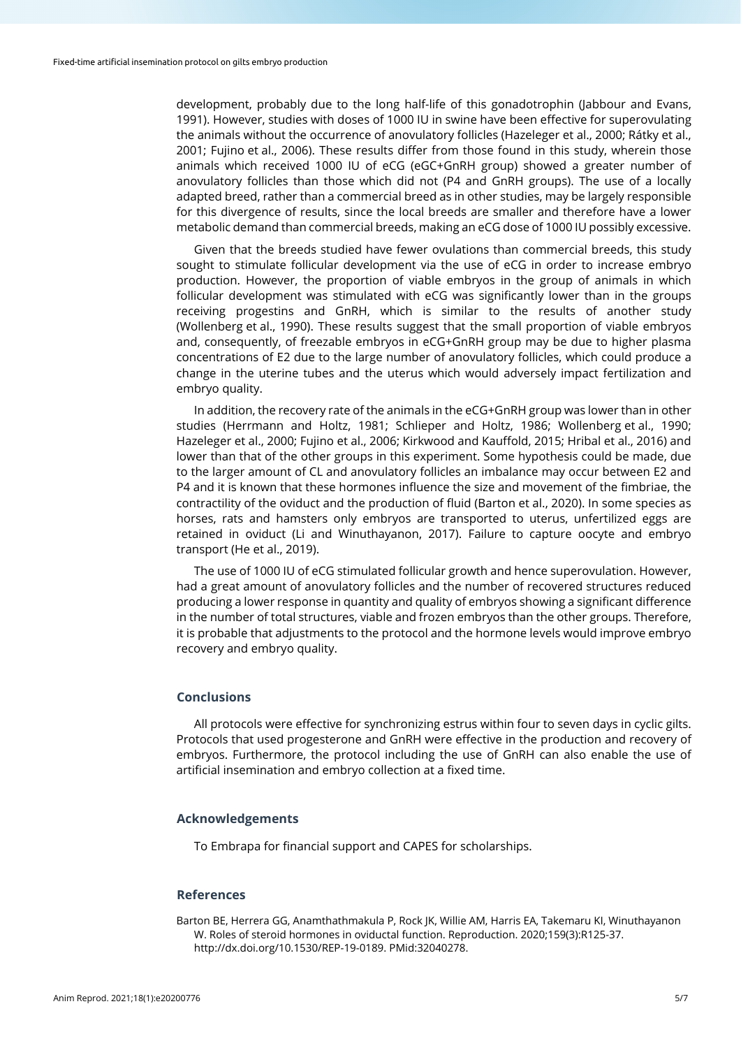development, probably due to the long half-life of this gonadotrophin (Jabbour and Evans, 1991). However, studies with doses of 1000 IU in swine have been effective for superovulating the animals without the occurrence of anovulatory follicles (Hazeleger et al., 2000; Rátky et al., 2001; Fujino et al., 2006). These results differ from those found in this study, wherein those animals which received 1000 IU of eCG (eGC+GnRH group) showed a greater number of anovulatory follicles than those which did not (P4 and GnRH groups). The use of a locally adapted breed, rather than a commercial breed as in other studies, may be largely responsible for this divergence of results, since the local breeds are smaller and therefore have a lower metabolic demand than commercial breeds, making an eCG dose of 1000 IU possibly excessive.

Given that the breeds studied have fewer ovulations than commercial breeds, this study sought to stimulate follicular development via the use of eCG in order to increase embryo production. However, the proportion of viable embryos in the group of animals in which follicular development was stimulated with eCG was significantly lower than in the groups receiving progestins and GnRH, which is similar to the results of another study (Wollenberg et al., 1990). These results suggest that the small proportion of viable embryos and, consequently, of freezable embryos in eCG+GnRH group may be due to higher plasma concentrations of E2 due to the large number of anovulatory follicles, which could produce a change in the uterine tubes and the uterus which would adversely impact fertilization and embryo quality.

In addition, the recovery rate of the animals in the eCG+GnRH group was lower than in other studies (Herrmann and Holtz, 1981; Schlieper and Holtz, 1986; Wollenberg et al., 1990; Hazeleger et al., 2000; Fujino et al., 2006; Kirkwood and Kauffold, 2015; Hribal et al., 2016) and lower than that of the other groups in this experiment. Some hypothesis could be made, due to the larger amount of CL and anovulatory follicles an imbalance may occur between E2 and P4 and it is known that these hormones influence the size and movement of the fimbriae, the contractility of the oviduct and the production of fluid (Barton et al., 2020). In some species as horses, rats and hamsters only embryos are transported to uterus, unfertilized eggs are retained in oviduct (Li and Winuthayanon, 2017). Failure to capture oocyte and embryo transport (He et al., 2019).

The use of 1000 IU of eCG stimulated follicular growth and hence superovulation. However, had a great amount of anovulatory follicles and the number of recovered structures reduced producing a lower response in quantity and quality of embryos showing a significant difference in the number of total structures, viable and frozen embryos than the other groups. Therefore, it is probable that adjustments to the protocol and the hormone levels would improve embryo recovery and embryo quality.

## Conclusions

All protocols were effective for synchronizing estrus within four to seven days in cyclic gilts. Protocols that used progesterone and GnRH were effective in the production and recovery of embryos. Furthermore, the protocol including the use of GnRH can also enable the use of artificial insemination and embryo collection at a fixed time.

## Acknowledgements

To Embrapa for financial support and CAPES for scholarships.

## References

Barton BE, Herrera GG, Anamthathmakula P, Rock JK, Willie AM, Harris EA, Takemaru KI, Winuthayanon W. Roles of steroid hormones in oviductal function. Reproduction. 2020;159(3):R125-37. http://dx.doi.org/10.1530/REP-19-0189. PMid:32040278.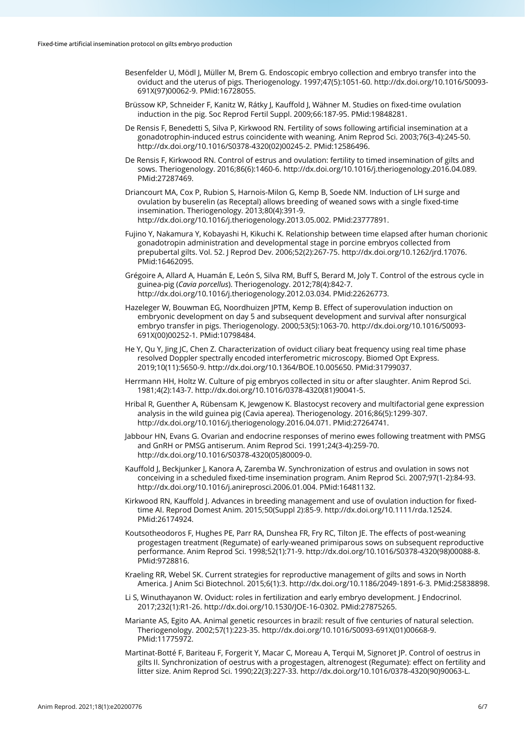Besenfelder U, Mödl J, Müller M, Brem G. Endoscopic embryo collection and embryo transfer into the oviduct and the uterus of pigs. Theriogenology. 1997;47(5):1051-60. http://dx.doi.org/10.1016/S0093-691X(97)00062-9. PMid:16728055.

Brüssow KP, Schneider F, Kanitz W, Rátky J, Kauffold J, Wähner M. Studies on fixed-time ovulation induction in the pig. Soc Reprod Fertil Suppl. 2009;66:187-95. PMid:19848281.

De Rensis F, Benedetti S, Silva P, Kirkwood RN. Fertility of sows following artificial insemination at a gonadotrophin-induced estrus coincidente with weaning. Anim Reprod Sci. 2003;76(3-4):245-50. http://dx.doi.org/10.1016/S0378-4320(02)00245-2. PMid:12586496.

De Rensis F, Kirkwood RN. Control of estrus and ovulation: fertility to timed insemination of gilts and sows. Theriogenology. 2016;86(6):1460-6. http://dx.doi.org/10.1016/j.theriogenology.2016.04.089. PMid:27287469.

Driancourt MA, Cox P, Rubion S, Harnois-Milon G, Kemp B, Soede NM. Induction of LH surge and ovulation by buserelin (as Receptal) allows breeding of weaned sows with a single fixed-time insemination. Theriogenology. 2013;80(4):391-9. http://dx.doi.org/10.1016/j.theriogenology.2013.05.002. PMid:23777891.

Fujino Y, Nakamura Y, Kobayashi H, Kikuchi K. Relationship between time elapsed after human chorionic gonadotropin administration and developmental stage in porcine embryos collected from prepubertal gilts. Vol. 52. J Reprod Dev. 2006;52(2):267-75. http://dx.doi.org/10.1262/jrd.17076. PMid:16462095.

Grégoire A, Allard A, Huamán E, León S, Silva RM, Buff S, Berard M, Joly T. Control of the estrous cycle in guinea-pig (*Cavia porcellus*). Theriogenology. 2012;78(4):842-7. http://dx.doi.org/10.1016/j.theriogenology.2012.03.034. PMid:22626773.

Hazeleger W, Bouwman EG, Noordhuizen JPTM, Kemp B. Effect of superovulation induction on embryonic development on day 5 and subsequent development and survival after nonsurgical embryo transfer in pigs. Theriogenology. 2000;53(5):1063-70. http://dx.doi.org/10.1016/S0093-691X(00)00252-1. PMid:10798484.

He Y, Qu Y, Jing JC, Chen Z. Characterization of oviduct ciliary beat frequency using real time phase resolved Doppler spectrally encoded interferometric microscopy. Biomed Opt Express. 2019;10(11):5650-9. http://dx.doi.org/10.1364/BOE.10.005650. PMid:31799037.

Herrmann HH, Holtz W. Culture of pig embryos collected in situ or after slaughter. Anim Reprod Sci. 1981;4(2):143-7. http://dx.doi.org/10.1016/0378-4320(81)90041-5.

Hribal R, Guenther A, Rübensam K, Jewgenow K. Blastocyst recovery and multifactorial gene expression analysis in the wild guinea pig (Cavia aperea). Theriogenology. 2016;86(5):1299-307. http://dx.doi.org/10.1016/j.theriogenology.2016.04.071. PMid:27264741.

Jabbour HN, Evans G. Ovarian and endocrine responses of merino ewes following treatment with PMSG and GnRH or PMSG antiserum. Anim Reprod Sci. 1991;24(3-4):259-70. http://dx.doi.org/10.1016/S0378-4320(05)80009-0.

Kauffold J, Beckjunker J, Kanora A, Zaremba W. Synchronization of estrus and ovulation in sows not conceiving in a scheduled fixed-time insemination program. Anim Reprod Sci. 2007;97(1-2):84-93. http://dx.doi.org/10.1016/j.anireprosci.2006.01.004. PMid:16481132.

Kirkwood RN, Kauffold J. Advances in breeding management and use of ovulation induction for fixed-time AI. Reprod Domest Anim. 2015;50(Suppl 2):85-9. http://dx.doi.org/10.1111/rda.12524. PMid:26174924.

Koutsotheodoros F, Hughes PE, Parr RA, Dunshea FR, Fry RC, Tilton JE. The effects of post-weaning progestagen treatment (Regumate) of early-weaned primiparous sows on subsequent reproductive performance. Anim Reprod Sci. 1998;52(1):71-9. http://dx.doi.org/10.1016/S0378-4320(98)00088-8. PMid:9728816.

Kraeling RR, Webel SK. Current strategies for reproductive management of gilts and sows in North America. J Anim Sci Biotechnol. 2015;6(1):3. http://dx.doi.org/10.1186/2049-1891-6-3. PMid:25838898.

Li S, Winuthayanon W. Oviduct: roles in fertilization and early embryo development. J Endocrinol. 2017;232(1):R1-26. http://dx.doi.org/10.1530/JOE-16-0302. PMid:27875265.

Mariante AS, Egito AA. Animal genetic resources in brazil: result of five centuries of natural selection. Theriogenology. 2002;57(1):223-35. http://dx.doi.org/10.1016/S0093-691X(01)00668-9. PMid:11775972.

Martinat-Botté F, Bariteau F, Forgerit Y, Macar C, Moreau A, Terqui M, Signoret JP. Control of oestrus in gilts II. Synchronization of oestrus with a progestagen, altrenogest (Regumate): effect on fertility and litter size. Anim Reprod Sci. 1990;22(3):227-33. http://dx.doi.org/10.1016/0378-4320(90)90063-L.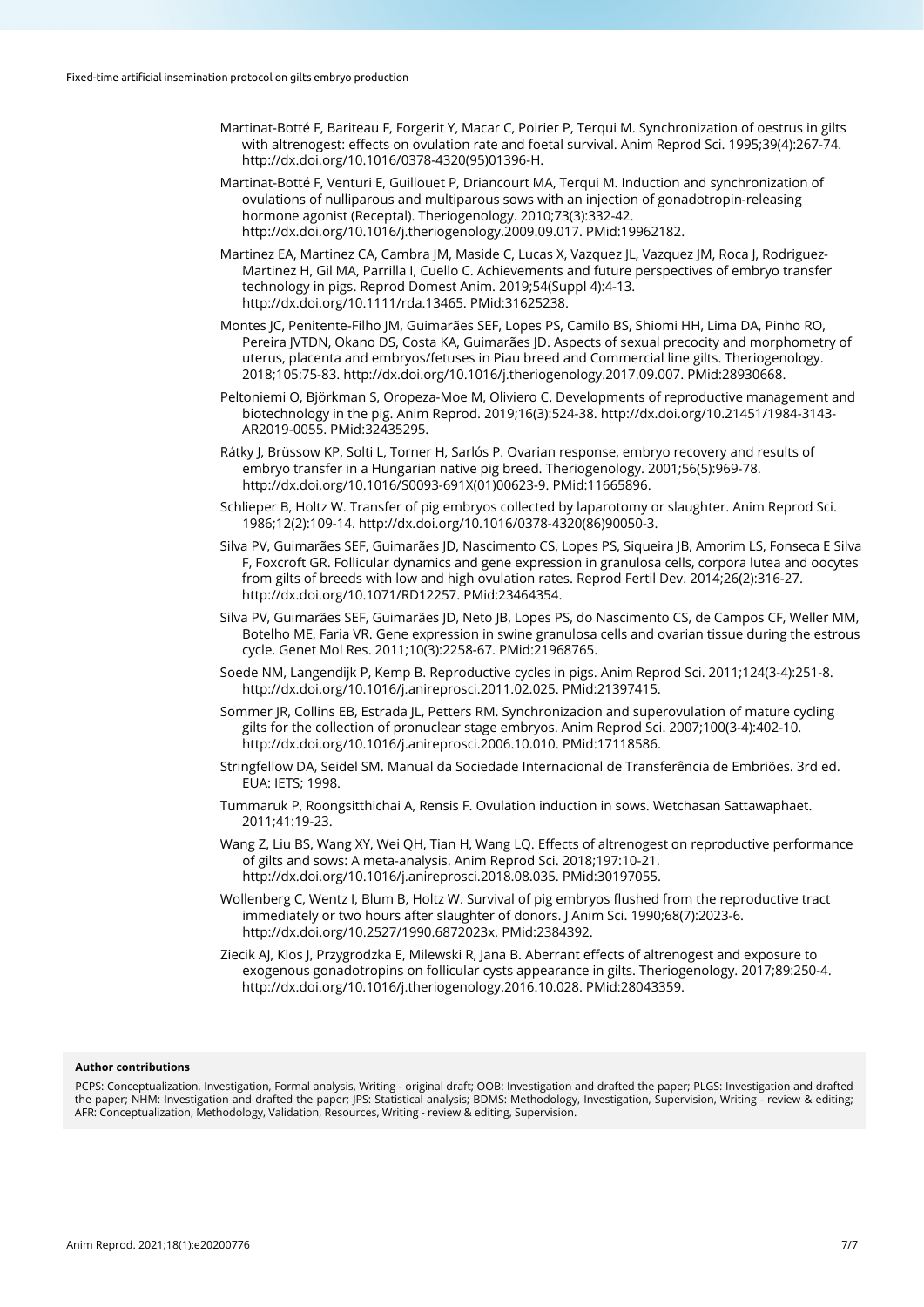Martinat-Botté F, Bariteau F, Forgerit Y, Macar C, Poirier P, Terqui M. Synchronization of oestrus in gilts with altrenogest: effects on ovulation rate and foetal survival. Anim Reprod Sci. 1995;39(4):267-74. http://dx.doi.org/10.1016/0378-4320(95)01396-H.

Martinat-Botté F, Venturi E, Guillouet P, Driancourt MA, Terqui M. Induction and synchronization of ovulations of nulliparous and multiparous sows with an injection of gonadotropin-releasing hormone agonist (Receptal). Theriogenology. 2010;73(3):332-42. http://dx.doi.org/10.1016/j.theriogenology.2009.09.017. PMid:19962182.

Martinez EA, Martinez CA, Cambra JM, Maside C, Lucas X, Vazquez JL, Vazquez JM, Roca J, Rodriguez-Martinez H, Gil MA, Parrilla I, Cuello C. Achievements and future perspectives of embryo transfer technology in pigs. Reprod Domest Anim. 2019;54(Suppl 4):4-13. http://dx.doi.org/10.1111/rda.13465. PMid:31625238.

Montes JC, Penitente-Filho JM, Guimarães SEF, Lopes PS, Camilo BS, Shiomi HH, Lima DA, Pinho RO, Pereira JVTDN, Okano DS, Costa KA, Guimarães JD. Aspects of sexual precocity and morphometry of uterus, placenta and embryos/fetuses in Piau breed and Commercial line gilts. Theriogenology. 2018;105:75-83. http://dx.doi.org/10.1016/j.theriogenology.2017.09.007. PMid:28930668.

Peltoniemi O, Björkman S, Oropeza-Moe M, Oliviero C. Developments of reproductive management and biotechnology in the pig. Anim Reprod. 2019;16(3):524-38. http://dx.doi.org/10.21451/1984-3143-AR2019-0055. PMid:32435295.

Rátky J, Brüssow KP, Solti L, Torner H, Sarlós P. Ovarian response, embryo recovery and results of embryo transfer in a Hungarian native pig breed. Theriogenology. 2001;56(5):969-78. http://dx.doi.org/10.1016/S0093-691X(01)00623-9. PMid:11665896.

Schlieper B, Holtz W. Transfer of pig embryos collected by laparotomy or slaughter. Anim Reprod Sci. 1986;12(2):109-14. http://dx.doi.org/10.1016/0378-4320(86)90050-3.

Silva PV, Guimarães SEF, Guimarães JD, Nascimento CS, Lopes PS, Siqueira JB, Amorim LS, Fonseca E Silva F, Foxcroft GR. Follicular dynamics and gene expression in granulosa cells, corpora lutea and oocytes from gilts of breeds with low and high ovulation rates. Reprod Fertil Dev. 2014;26(2):316-27. http://dx.doi.org/10.1071/RD12257. PMid:23464354.

Silva PV, Guimarães SEF, Guimarães JD, Neto JB, Lopes PS, do Nascimento CS, de Campos CF, Weller MM, Botelho ME, Faria VR. Gene expression in swine granulosa cells and ovarian tissue during the estrous cycle. Genet Mol Res. 2011;10(3):2258-67. PMid:21968765.

Soede NM, Langendijk P, Kemp B. Reproductive cycles in pigs. Anim Reprod Sci. 2011;124(3-4):251-8. http://dx.doi.org/10.1016/j.anireprosci.2011.02.025. PMid:21397415.

Sommer JR, Collins EB, Estrada JL, Petters RM. Synchronizacion and superovulation of mature cycling gilts for the collection of pronuclear stage embryos. Anim Reprod Sci. 2007;100(3-4):402-10. http://dx.doi.org/10.1016/j.anireprosci.2006.10.010. PMid:17118586.

Stringfellow DA, Seidel SM. Manual da Sociedade Internacional de Transferência de Embriões. 3rd ed. EUA: IETS; 1998.

Tummaruk P, Roongsitthichai A, Rensis F. Ovulation induction in sows. Wetchasan Sattawaphaet. 2011;41:19-23.

Wang Z, Liu BS, Wang XY, Wei QH, Tian H, Wang LQ. Effects of altrenogest on reproductive performance of gilts and sows: A meta-analysis. Anim Reprod Sci. 2018;197:10-21. http://dx.doi.org/10.1016/j.anireprosci.2018.08.035. PMid:30197055.

Wollenberg C, Wentz I, Blum B, Holtz W. Survival of pig embryos flushed from the reproductive tract immediately or two hours after slaughter of donors. J Anim Sci. 1990;68(7):2023-6. http://dx.doi.org/10.2527/1990.6872023x. PMid:2384392.

Ziecik AJ, Klos J, Przygrodzka E, Milewski R, Jana B. Aberrant effects of altrenogest and exposure to exogenous gonadotropins on follicular cysts appearance in gilts. Theriogenology. 2017;89:250-4. http://dx.doi.org/10.1016/j.theriogenology.2016.10.028. PMid:28043359.

**Author contributions**

PCPS: Conceptualization, Investigation, Formal analysis, Writing - original draft; OOB: Investigation and drafted the paper; PLGS: Investigation and drafted the paper; NHM: Investigation and drafted the paper; JPS: Statistical analysis; BDMS: Methodology, Investigation, Supervision, Writing - review & editing; AFR: Conceptualization, Methodology, Validation, Resources, Writing - review & editing, Supervision.